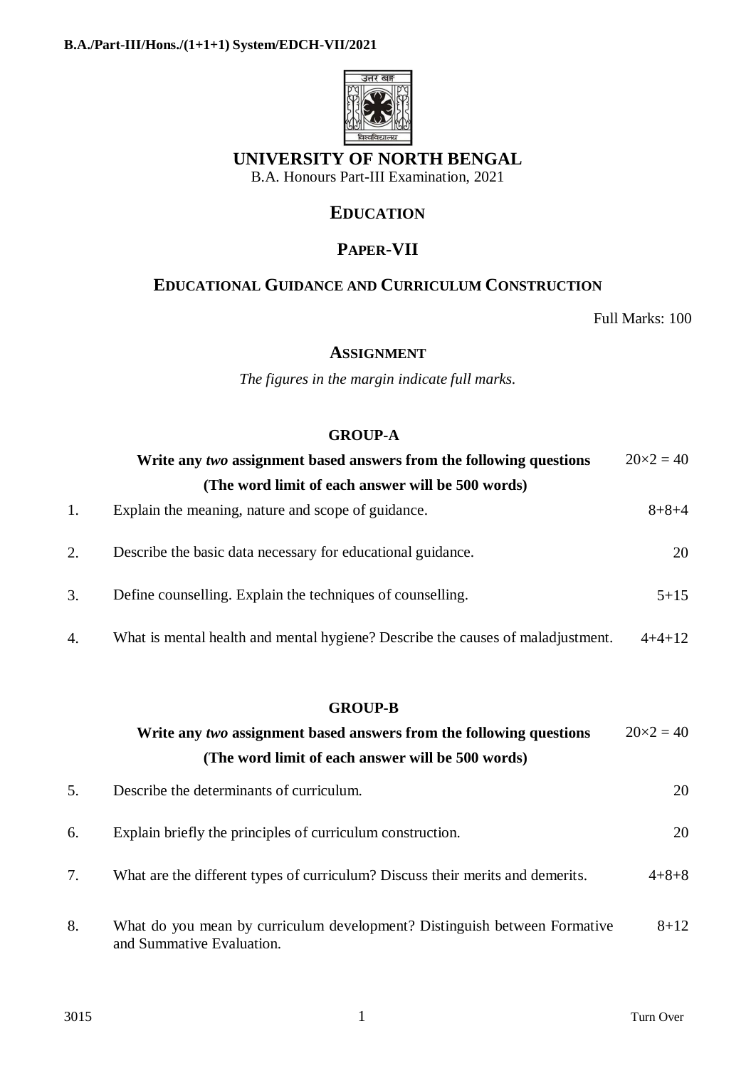# UNIVERSITY OF NORTH BENGAL

B.A. Honours Part-III Examination, 2021

## EDUCATION

## PAPER-VII

## EDUCATIONAL GUIDANCE AND CURRICULUM CONSTRUCTION

Full Marks: 100

### ASSIGNMENT

*The figures in the margin indicate full marks.*

### GROUP-A

**Write any *two* assignment based answers from the following questions** $20 \times 2 = 40$

**(The word limit of each answer will be 500 words)**

1. Explain the meaning, nature and scope of guidance. 8+8+4

2. Describe the basic data necessary for educational guidance. 20

3. Define counselling. Explain the techniques of counselling. 5+15

4. What is mental health and mental hygiene? Describe the causes of maladjustment. 4+4+12

### GROUP-B

**Write any *two* assignment based answers from the following questions** $20 \times 2 = 40$

**(The word limit of each answer will be 500 words)**

5. Describe the determinants of curriculum. 20

6. Explain briefly the principles of curriculum construction. 20

7. What are the different types of curriculum? Discuss their merits and demerits. 4+8+8

8. What do you mean by curriculum development? Distinguish between Formative and Summative Evaluation. 8+12

3015

Turn Over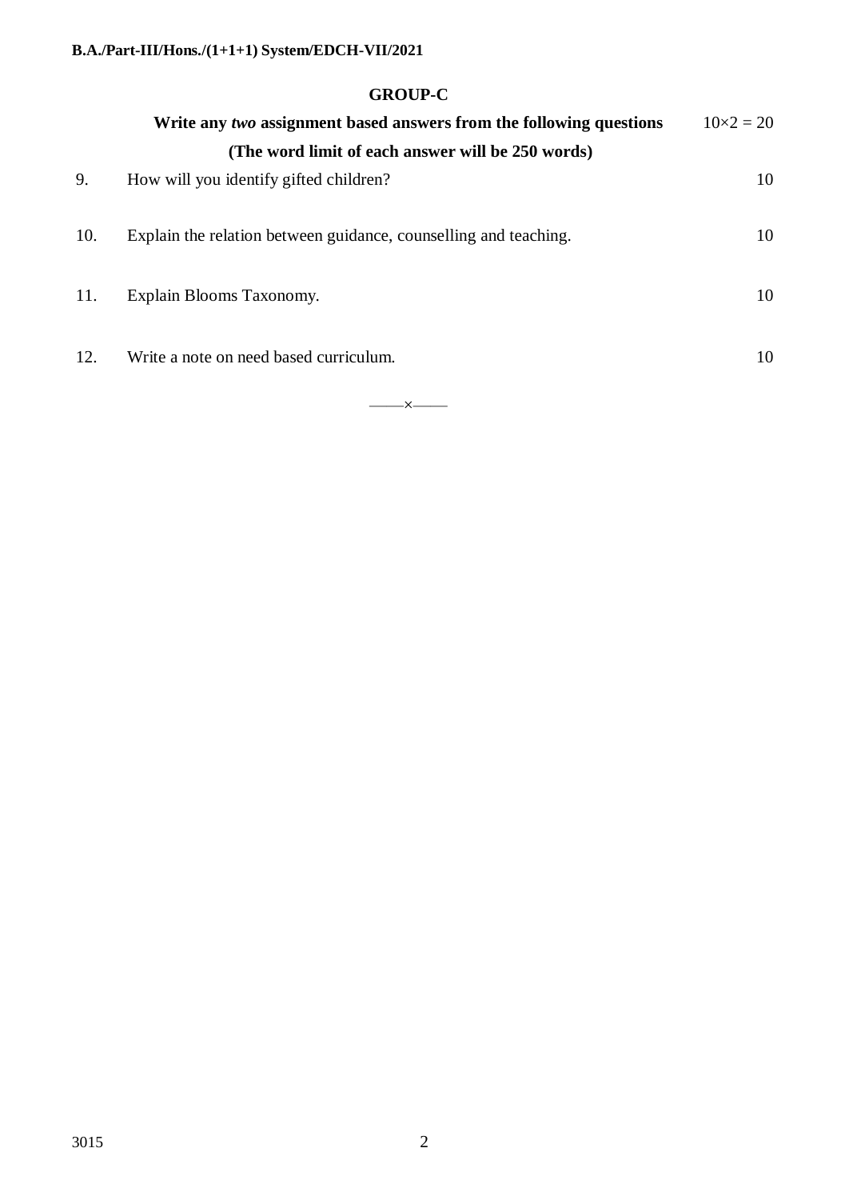## GROUP-C

**Write any *two* assignment based answers from the following questions** $10\times2 = 20$

**(The word limit of each answer will be 250 words)**

9. How will you identify gifted children? 10

10. Explain the relation between guidance, counselling and teaching. 10

11. Explain Blooms Taxonomy. 10

12. Write a note on need based curriculum. 10

——×——